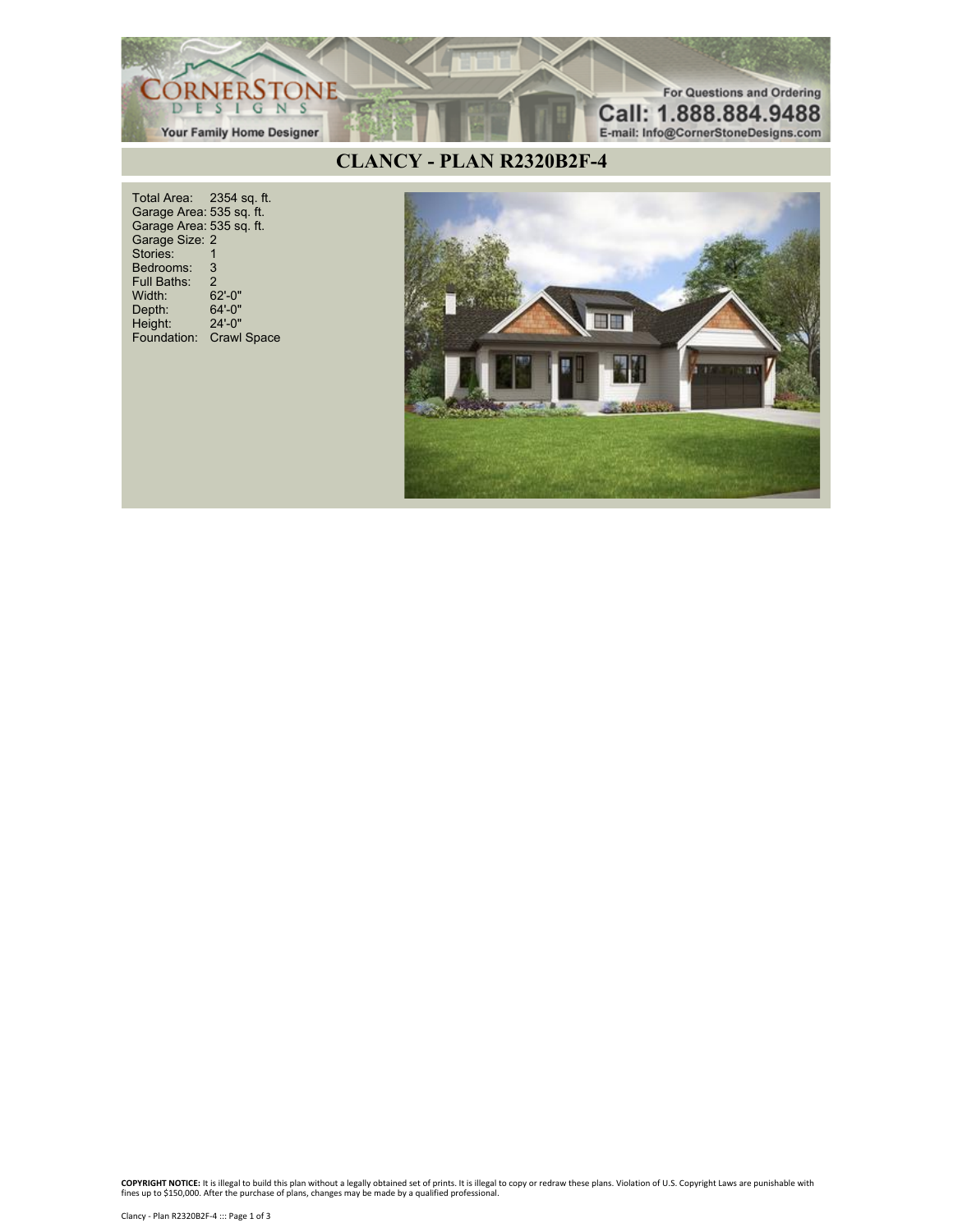CORNERSTONE DESIGNS
Your Family Home Designer

For Questions and Ordering
Call: 1.888.884.9488
E-mail: Info@CornerStoneDesigns.com

# CLANCY - PLAN R2320B2F-4

| | |
|---|---|
| Total Area: | 2354 sq. ft. |
| Garage Area: | 535 sq. ft. |
| Garage Area: | 535 sq. ft. |
| Garage Size: | 2 |
| Stories: | 1 |
| Bedrooms: | 3 |
| Full Baths: | 2 |
| Width: | 62'-0" |
| Depth: | 64'-0" |
| Height: | 24'-0" |
| Foundation: | Crawl Space |

**COPYRIGHT NOTICE:** It is illegal to build this plan without a legally obtained set of prints. It is illegal to copy or redraw these plans. Violation of U.S. Copyright Laws are punishable with fines up to $150,000. After the purchase of plans, changes may be made by a qualified professional.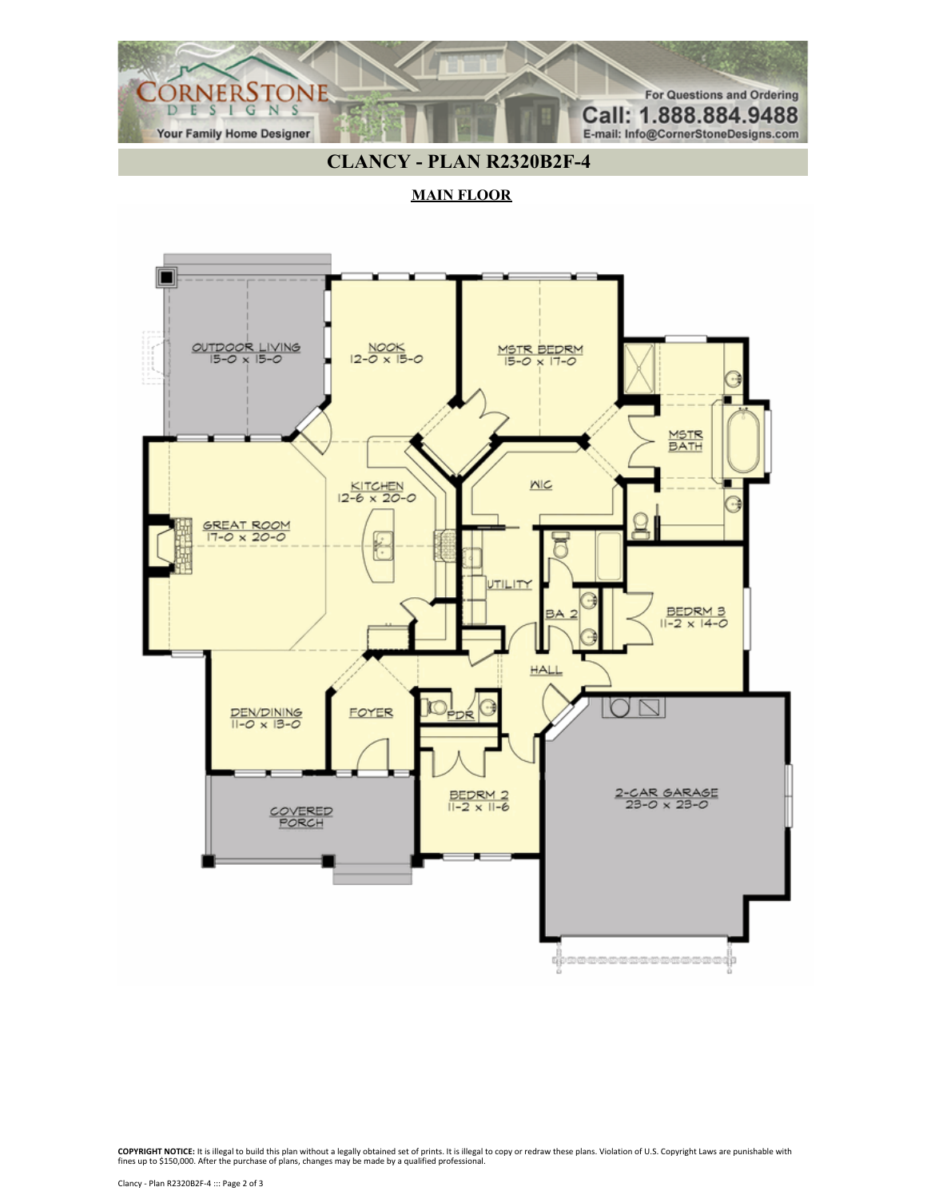CORNERSTONE DESIGNS
Your Family Home Designer

For Questions and Ordering
Call: 1.888.884.9488
E-mail: Info@CornerStoneDesigns.com

# CLANCY - PLAN R2320B2F-4

## MAIN FLOOR

OUTDOOR LIVING
15-0 x 15-0

NOOK
12-0 x 15-0

MSTR BEDRM
15-0 x 17-0

MSTR BATH

KITCHEN
12-6 x 20-0

WIC

GREAT ROOM
17-0 x 20-0

UTILITY

BA 2

BEDRM 3
11-2 x 14-0

HALL

DEN/DINING
11-0 x 13-0

FOYER

PDR

BEDRM 2
11-2 x 11-6

2-CAR GARAGE
23-0 x 23-0

COVERED PORCH

**COPYRIGHT NOTICE:** It is illegal to build this plan without a legally obtained set of prints. It is illegal to copy or redraw these plans. Violation of U.S. Copyright Laws are punishable with fines up to $150,000. After the purchase of plans, changes may be made by a qualified professional.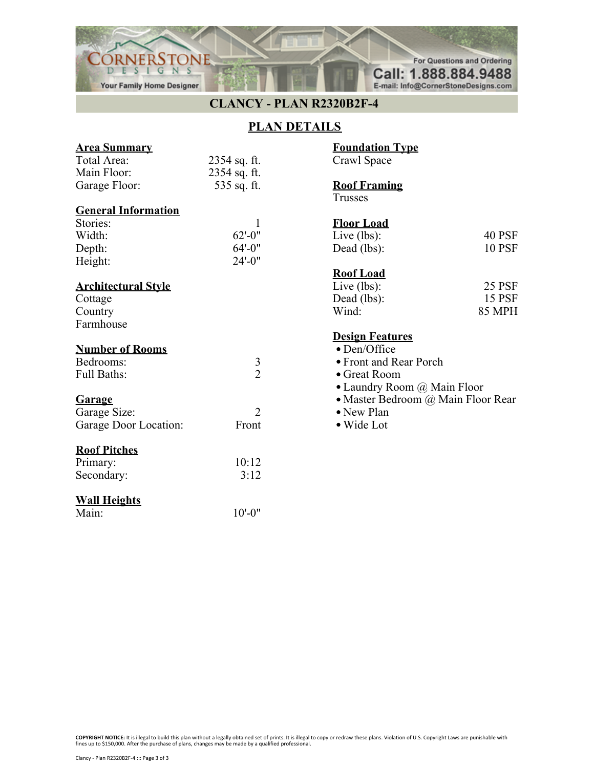## CLANCY - PLAN R2320B2F-4

## PLAN DETAILS

**Area Summary**

| | |
|---|---|
| Total Area: | 2354 sq. ft. |
| Main Floor: | 2354 sq. ft. |
| Garage Floor: | 535 sq. ft. |

**General Information**

| | |
|---|---|
| Stories: | 1 |
| Width: | 62'-0" |
| Depth: | 64'-0" |
| Height: | 24'-0" |

**Architectural Style**

Cottage
Country
Farmhouse

**Number of Rooms**

| | |
|---|---|
| Bedrooms: | 3 |
| Full Baths: | 2 |

**Garage**

| | |
|---|---|
| Garage Size: | 2 |
| Garage Door Location: | Front |

**Roof Pitches**

| | |
|---|---|
| Primary: | 10:12 |
| Secondary: | 3:12 |

**Wall Heights**

| | |
|---|---|
| Main: | 10'-0" |

**Foundation Type**

Crawl Space

**Roof Framing**

Trusses

**Floor Load**

| | |
|---|---|
| Live (lbs): | 40 PSF |
| Dead (lbs): | 10 PSF |

**Roof Load**

| | |
|---|---|
| Live (lbs): | 25 PSF |
| Dead (lbs): | 15 PSF |
| Wind: | 85 MPH |

**Design Features**

- Den/Office
- Front and Rear Porch
- Great Room
- Laundry Room @ Main Floor
- Master Bedroom @ Main Floor Rear
- New Plan
- Wide Lot

**COPYRIGHT NOTICE:** It is illegal to build this plan without a legally obtained set of prints. It is illegal to copy or redraw these plans. Violation of U.S. Copyright Laws are punishable with fines up to $150,000. After the purchase of plans, changes may be made by a qualified professional.